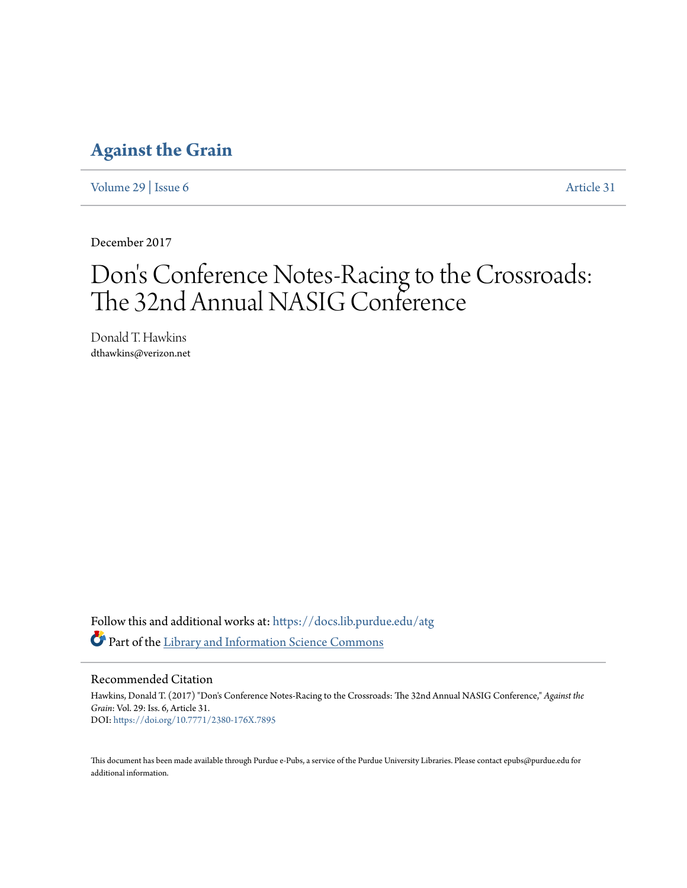# Against the Grain

Volume 29 | Issue 6 Article 31

December 2017

# Don's Conference Notes-Racing to the Crossroads: The 32nd Annual NASIG Conference

Donald T. Hawkins
dthawkins@verizon.net

Follow this and additional works at: https://docs.lib.purdue.edu/atg

Part of the Library and Information Science Commons

## Recommended Citation

Hawkins, Donald T. (2017) "Don's Conference Notes-Racing to the Crossroads: The 32nd Annual NASIG Conference," *Against the Grain*: Vol. 29: Iss. 6, Article 31.
DOI: https://doi.org/10.7771/2380-176X.7895

This document has been made available through Purdue e-Pubs, a service of the Purdue University Libraries. Please contact epubs@purdue.edu for additional information.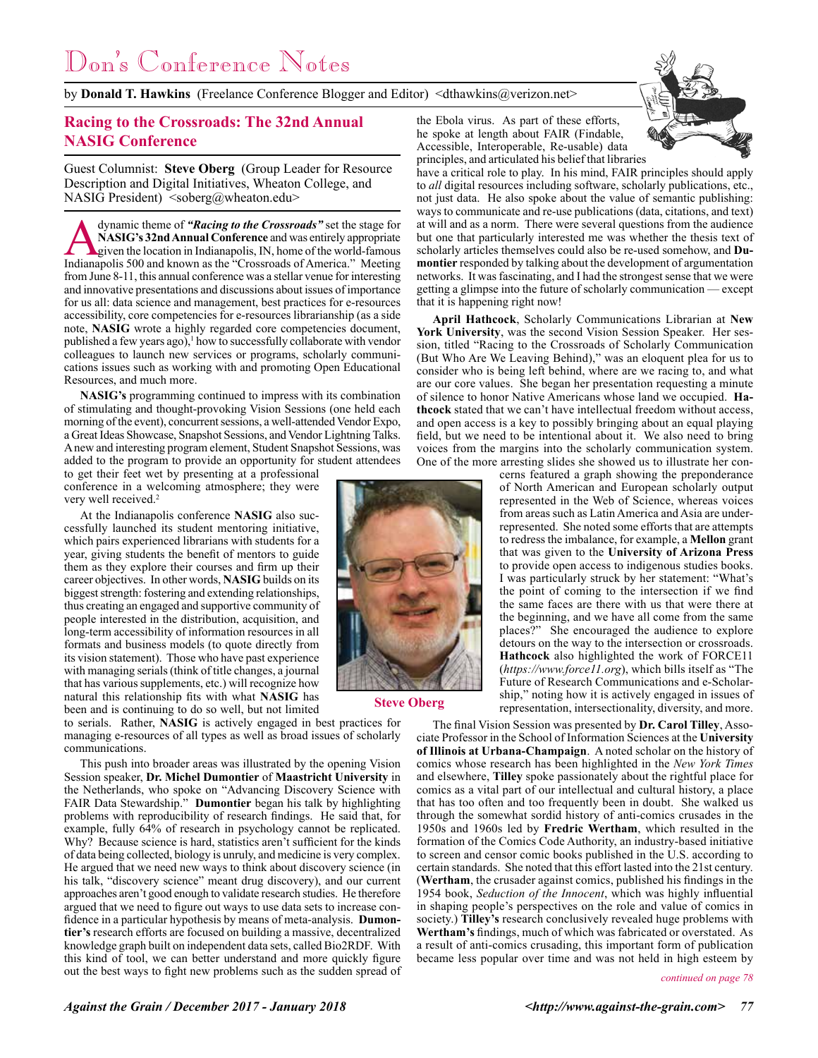# Don's Conference Notes

by **Donald T. Hawkins** (Freelance Conference Blogger and Editor) <dthawkins@verizon.net>

## Racing to the Crossroads: The 32nd Annual NASIG Conference

Guest Columnist: **Steve Oberg** (Group Leader for Resource Description and Digital Initiatives, Wheaton College, and NASIG President) <soberg@wheaton.edu>

A dynamic theme of ***"Racing to the Crossroads"*** set the stage for **NASIG's 32nd Annual Conference** and was entirely appropriate given the location in Indianapolis, IN, home of the world-famous Indianapolis 500 and known as the "Crossroads of America." Meeting from June 8-11, this annual conference was a stellar venue for interesting and innovative presentations and discussions about issues of importance for us all: data science and management, best practices for e-resources accessibility, core competencies for e-resources librarianship (as a side note, **NASIG** wrote a highly regarded core competencies document, published a few years ago),[1] how to successfully collaborate with vendor colleagues to launch new services or programs, scholarly communications issues such as working with and promoting Open Educational Resources, and much more.

**NASIG's** programming continued to impress with its combination of stimulating and thought-provoking Vision Sessions (one held each morning of the event), concurrent sessions, a well-attended Vendor Expo, a Great Ideas Showcase, Snapshot Sessions, and Vendor Lightning Talks. A new and interesting program element, Student Snapshot Sessions, was added to the program to provide an opportunity for student attendees to get their feet wet by presenting at a professional conference in a welcoming atmosphere; they were very well received.[2]

At the Indianapolis conference **NASIG** also successfully launched its student mentoring initiative, which pairs experienced librarians with students for a year, giving students the benefit of mentors to guide them as they explore their courses and firm up their career objectives. In other words, **NASIG** builds on its biggest strength: fostering and extending relationships, thus creating an engaged and supportive community of people interested in the distribution, acquisition, and long-term accessibility of information resources in all formats and business models (to quote directly from its vision statement). Those who have past experience with managing serials (think of title changes, a journal that has various supplements, etc.) will recognize how natural this relationship fits with what **NASIG** has been and is continuing to do so well, but not limited to serials. Rather, **NASIG** is actively engaged in best practices for managing e-resources of all types as well as broad issues of scholarly communications.

Steve Oberg

This push into broader areas was illustrated by the opening Vision Session speaker, **Dr. Michel Dumontier** of **Maastricht University** in the Netherlands, who spoke on "Advancing Discovery Science with FAIR Data Stewardship." **Dumontier** began his talk by highlighting problems with reproducibility of research findings. He said that, for example, fully 64% of research in psychology cannot be replicated. Why? Because science is hard, statistics aren't sufficient for the kinds of data being collected, biology is unruly, and medicine is very complex. He argued that we need new ways to think about discovery science (in his talk, "discovery science" meant drug discovery), and our current approaches aren't good enough to validate research studies. He therefore argued that we need to figure out ways to use data sets to increase confidence in a particular hypothesis by means of meta-analysis. **Dumontier's** research efforts are focused on building a massive, decentralized knowledge graph built on independent data sets, called Bio2RDF. With this kind of tool, we can better understand and more quickly figure out the best ways to fight new problems such as the sudden spread of the Ebola virus. As part of these efforts, he spoke at length about FAIR (Findable, Accessible, Interoperable, Re-usable) data principles, and articulated his belief that libraries have a critical role to play. In his mind, FAIR principles should apply to *all* digital resources including software, scholarly publications, etc., not just data. He also spoke about the value of semantic publishing: ways to communicate and re-use publications (data, citations, and text) at will and as a norm. There were several questions from the audience but one that particularly interested me was whether the thesis text of scholarly articles themselves could also be re-used somehow, and **Dumontier** responded by talking about the development of argumentation networks. It was fascinating, and I had the strongest sense that we were getting a glimpse into the future of scholarly communication — except that it is happening right now!

**April Hathcock**, Scholarly Communications Librarian at **New York University**, was the second Vision Session Speaker. Her session, titled "Racing to the Crossroads of Scholarly Communication (But Who Are We Leaving Behind)," was an eloquent plea for us to consider who is being left behind, where are we racing to, and what are our core values. She began her presentation requesting a minute of silence to honor Native Americans whose land we occupied. **Hathcock** stated that we can't have intellectual freedom without access, and open access is a key to possibly bringing about an equal playing field, but we need to be intentional about it. We also need to bring voices from the margins into the scholarly communication system. One of the more arresting slides she showed us to illustrate her concerns featured a graph showing the preponderance of North American and European scholarly output represented in the Web of Science, whereas voices from areas such as Latin America and Asia are underrepresented. She noted some efforts that are attempts to redress the imbalance, for example, a **Mellon** grant that was given to the **University of Arizona Press** to provide open access to indigenous studies books. I was particularly struck by her statement: "What's the point of coming to the intersection if we find the same faces are there with us that were there at the beginning, and we have all come from the same places?" She encouraged the audience to explore detours on the way to the intersection or crossroads. **Hathcock** also highlighted the work of FORCE11 (*https://www.force11.org*), which bills itself as "The Future of Research Communications and e-Scholarship," noting how it is actively engaged in issues of representation, intersectionality, diversity, and more.

The final Vision Session was presented by **Dr. Carol Tilley**, Associate Professor in the School of Information Sciences at the **University of Illinois at Urbana-Champaign**. A noted scholar on the history of comics whose research has been highlighted in the *New York Times* and elsewhere, **Tilley** spoke passionately about the rightful place for comics as a vital part of our intellectual and cultural history, a place that has too often and too frequently been in doubt. She walked us through the somewhat sordid history of anti-comics crusades in the 1950s and 1960s led by **Fredric Wertham**, which resulted in the formation of the Comics Code Authority, an industry-based initiative to screen and censor comic books published in the U.S. according to certain standards. She noted that this effort lasted into the 21st century. (**Wertham**, the crusader against comics, published his findings in the 1954 book, *Seduction of the Innocent*, which was highly influential in shaping people's perspectives on the role and value of comics in society.) **Tilley's** research conclusively revealed huge problems with **Wertham's** findings, much of which was fabricated or overstated. As a result of anti-comics crusading, this important form of publication became less popular over time and was not held in high esteem by

*continued on page 78*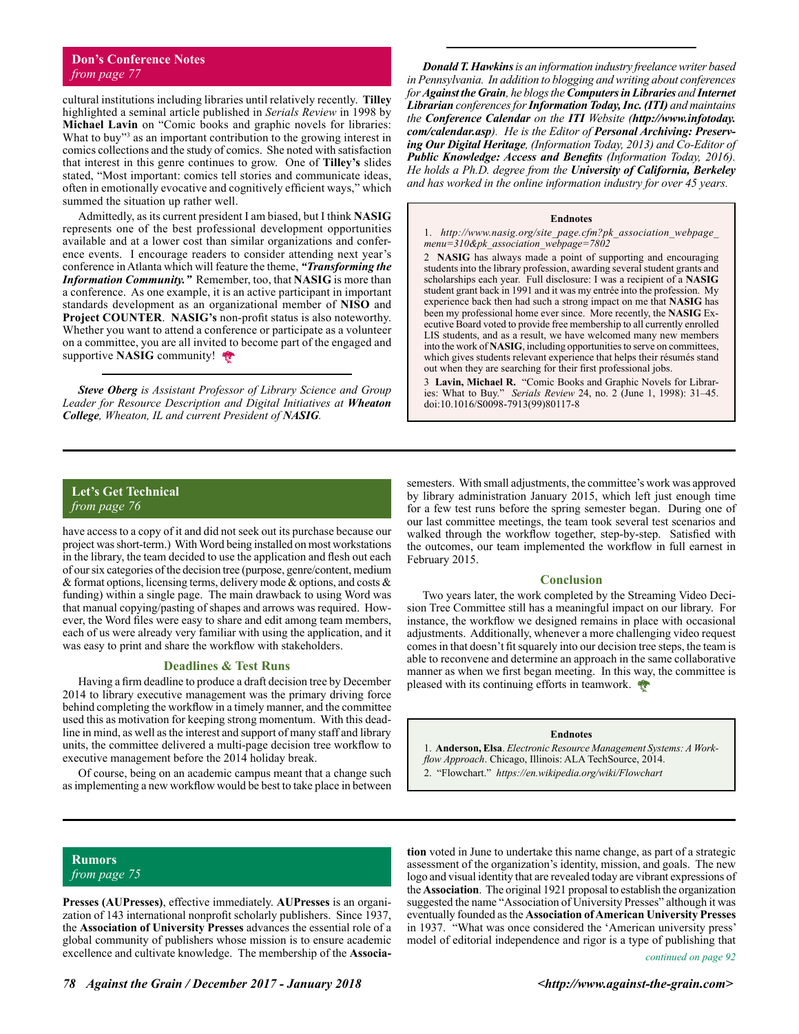## Don's Conference Notes
*from page 77*

cultural institutions including libraries until relatively recently. **Tilley** highlighted a seminal article published in *Serials Review* in 1998 by **Michael Lavin** on "Comic books and graphic novels for libraries: What to buy"[3] as an important contribution to the growing interest in comics collections and the study of comics. She noted with satisfaction that interest in this genre continues to grow. One of **Tilley's** slides stated, "Most important: comics tell stories and communicate ideas, often in emotionally evocative and cognitively efficient ways," which summed the situation up rather well.

Admittedly, as its current president I am biased, but I think **NASIG** represents one of the best professional development opportunities available and at a lower cost than similar organizations and conference events. I encourage readers to consider attending next year's conference in Atlanta which will feature the theme, ***"Transforming the Information Community."*** Remember, too, that **NASIG** is more than a conference. As one example, it is an active participant in important standards development as an organizational member of **NISO** and **Project COUNTER**. **NASIG's** non-profit status is also noteworthy. Whether you want to attend a conference or participate as a volunteer on a committee, you are all invited to become part of the engaged and supportive **NASIG** community!

*__Steve Oberg__ is Assistant Professor of Library Science and Group Leader for Resource Description and Digital Initiatives at __Wheaton College__, Wheaton, IL and current President of __NASIG__.*

*__Donald T. Hawkins__ is an information industry freelance writer based in Pennsylvania. In addition to blogging and writing about conferences for __Against the Grain__, he blogs the __Computers in Libraries__ and __Internet Librarian__ conferences for __Information Today, Inc. (ITI)__ and maintains the __Conference Calendar__ on the __ITI__ Website (__http://www.infotoday.com/calendar.asp__). He is the Editor of __Personal Archiving: Preserving Our Digital Heritage__, (Information Today, 2013) and Co-Editor of __Public Knowledge: Access and Benefits__ (Information Today, 2016). He holds a Ph.D. degree from the __University of California, Berkeley__ and has worked in the online information industry for over 45 years.*

### Endnotes

1. *http://www.nasig.org/site_page.cfm?pk_association_webpage_menu=310&pk_association_webpage=7802*

2. **NASIG** has always made a point of supporting and encouraging students into the library profession, awarding several student grants and scholarships each year. Full disclosure: I was a recipient of a **NASIG** student grant back in 1991 and it was my entrée into the profession. My experience back then had such a strong impact on me that **NASIG** has been my professional home ever since. More recently, the **NASIG** Executive Board voted to provide free membership to all currently enrolled LIS students, and as a result, we have welcomed many new members into the work of **NASIG**, including opportunities to serve on committees, which gives students relevant experience that helps their résumés stand out when they are searching for their first professional jobs.

3. **Lavin, Michael R.** "Comic Books and Graphic Novels for Libraries: What to Buy." *Serials Review* 24, no. 2 (June 1, 1998): 31–45. doi:10.1016/S0098-7913(99)80117-8

## Let's Get Technical
*from page 76*

have access to a copy of it and did not seek out its purchase because our project was short-term.) With Word being installed on most workstations in the library, the team decided to use the application and flesh out each of our six categories of the decision tree (purpose, genre/content, medium & format options, licensing terms, delivery mode & options, and costs & funding) within a single page. The main drawback to using Word was that manual copying/pasting of shapes and arrows was required. However, the Word files were easy to share and edit among team members, each of us were already very familiar with using the application, and it was easy to print and share the workflow with stakeholders.

### Deadlines & Test Runs

Having a firm deadline to produce a draft decision tree by December 2014 to library executive management was the primary driving force behind completing the workflow in a timely manner, and the committee used this as motivation for keeping strong momentum. With this deadline in mind, as well as the interest and support of many staff and library units, the committee delivered a multi-page decision tree workflow to executive management before the 2014 holiday break.

Of course, being on an academic campus meant that a change such as implementing a new workflow would be best to take place in between semesters. With small adjustments, the committee's work was approved by library administration January 2015, which left just enough time for a few test runs before the spring semester began. During one of our last committee meetings, the team took several test scenarios and walked through the workflow together, step-by-step. Satisfied with the outcomes, our team implemented the workflow in full earnest in February 2015.

### Conclusion

Two years later, the work completed by the Streaming Video Decision Tree Committee still has a meaningful impact on our library. For instance, the workflow we designed remains in place with occasional adjustments. Additionally, whenever a more challenging video request comes in that doesn't fit squarely into our decision tree steps, the team is able to reconvene and determine an approach in the same collaborative manner as when we first began meeting. In this way, the committee is pleased with its continuing efforts in teamwork.

### Endnotes

1. **Anderson, Elsa**. *Electronic Resource Management Systems: A Workflow Approach*. Chicago, Illinois: ALA TechSource, 2014.
2. "Flowchart." *https://en.wikipedia.org/wiki/Flowchart*

## Rumors
*from page 75*

**Presses (AUPresses)**, effective immediately. **AUPresses** is an organization of 143 international nonprofit scholarly publishers. Since 1937, the **Association of University Presses** advances the essential role of a global community of publishers whose mission is to ensure academic excellence and cultivate knowledge. The membership of the **Association** voted in June to undertake this name change, as part of a strategic assessment of the organization's identity, mission, and goals. The new logo and visual identity that are revealed today are vibrant expressions of the **Association**. The original 1921 proposal to establish the organization suggested the name "Association of University Presses" although it was eventually founded as the **Association of American University Presses** in 1937. "What was once considered the 'American university press' model of editorial independence and rigor is a type of publishing that

*continued on page 92*